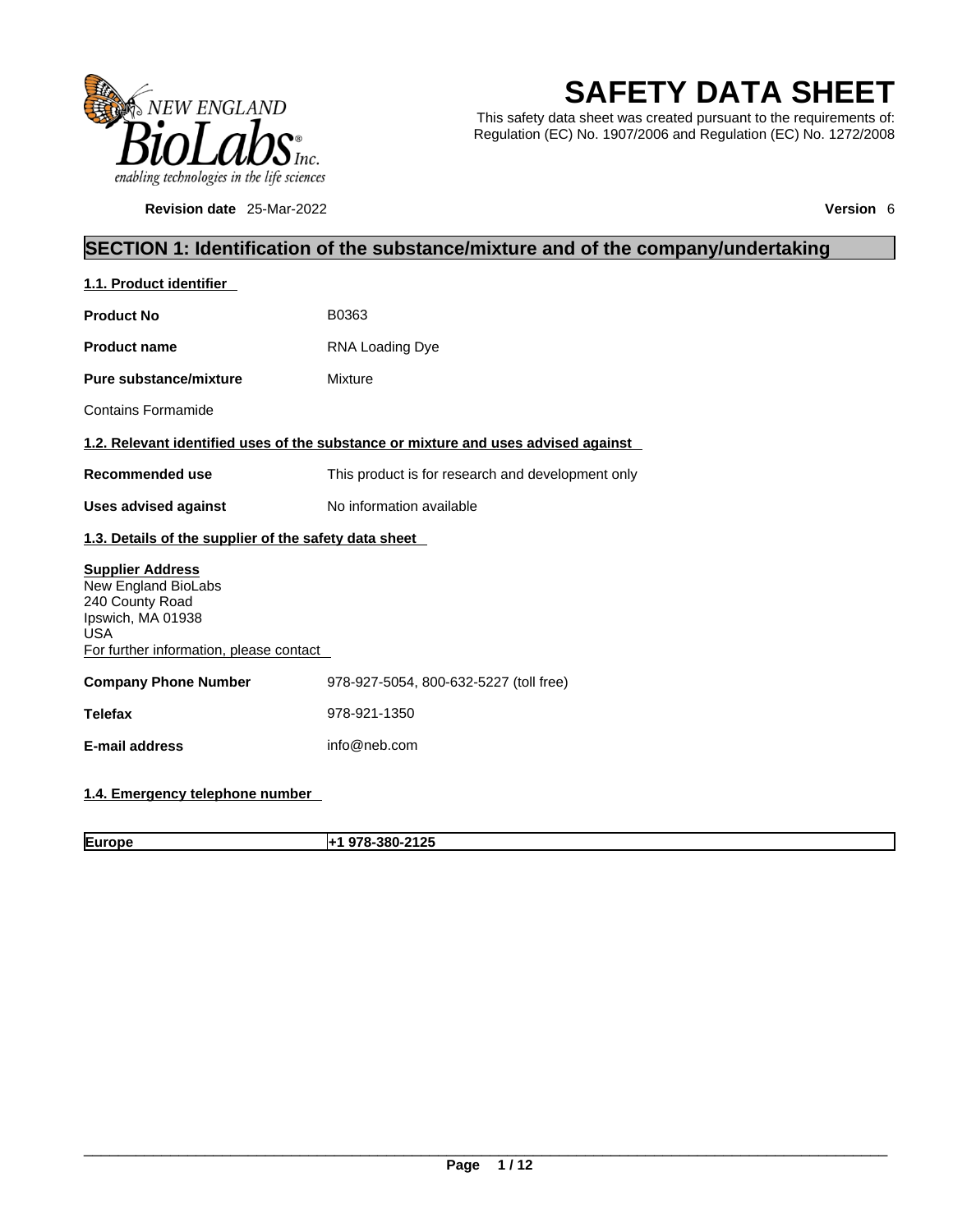NEW ENGLAND BioLabs® Inc.
enabling technologies in the life sciences

# SAFETY DATA SHEET

This safety data sheet was created pursuant to the requirements of: Regulation (EC) No. 1907/2006 and Regulation (EC) No. 1272/2008

**Revision date** 25-Mar-2022 **Version** 6

## SECTION 1: Identification of the substance/mixture and of the company/undertaking

### 1.1. Product identifier

**Product No** B0363

**Product name** RNA Loading Dye

**Pure substance/mixture** Mixture

Contains Formamide

### 1.2. Relevant identified uses of the substance or mixture and uses advised against

**Recommended use** This product is for research and development only

**Uses advised against** No information available

### 1.3. Details of the supplier of the safety data sheet

**Supplier Address**
New England BioLabs
240 County Road
Ipswich, MA 01938
USA
For further information, please contact

**Company Phone Number** 978-927-5054, 800-632-5227 (toll free)

**Telefax** 978-921-1350

**E-mail address** info@neb.com

### 1.4. Emergency telephone number

| | |
|---|---|
| **Europe** | **+1 978-380-2125** |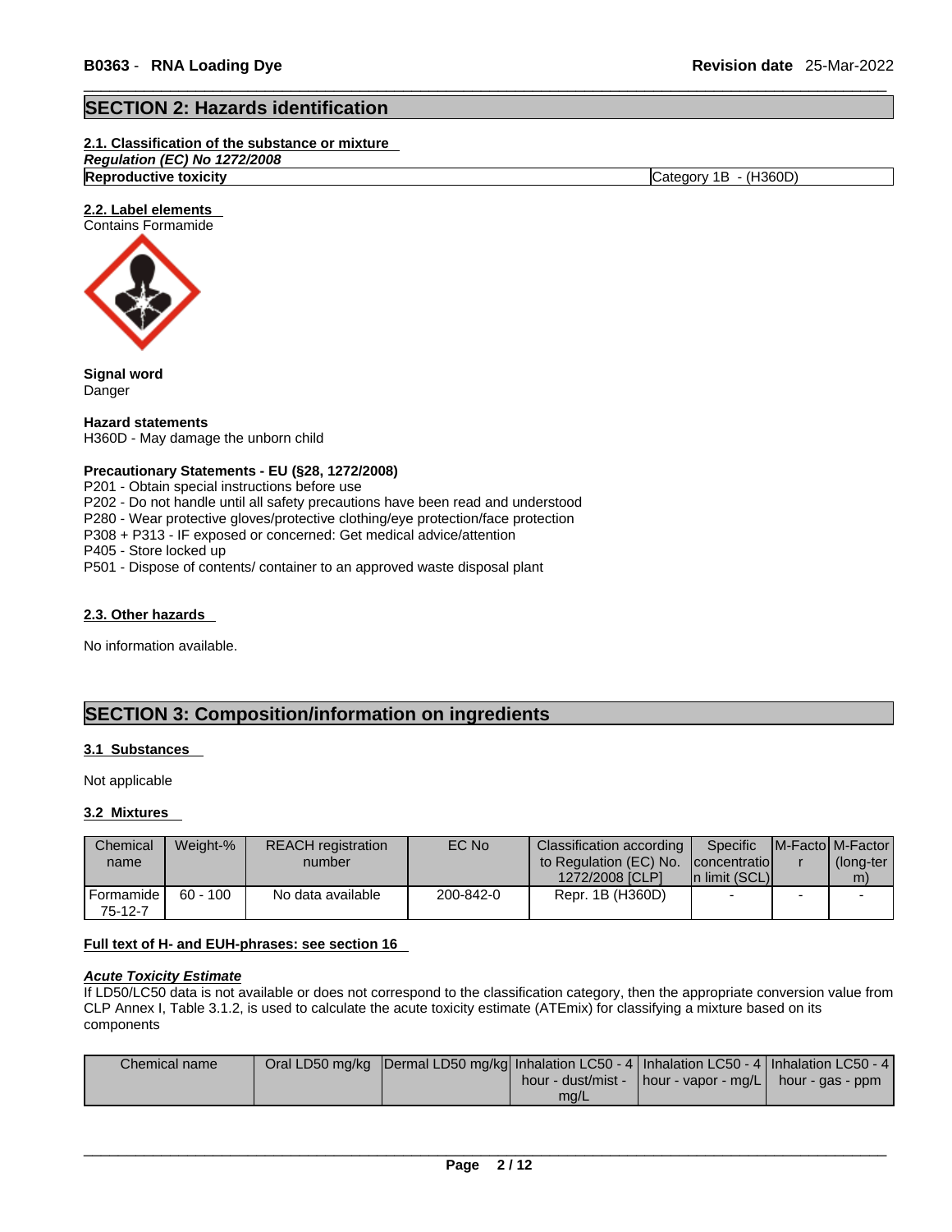## SECTION 2: Hazards identification

### 2.1. Classification of the substance or mixture

*Regulation (EC) No 1272/2008*

| | |
|---|---|
| **Reproductive toxicity** | Category 1B - (H360D) |

### 2.2. Label elements

Contains Formamide

**Signal word**
Danger

**Hazard statements**
H360D - May damage the unborn child

**Precautionary Statements - EU (§28, 1272/2008)**
P201 - Obtain special instructions before use
P202 - Do not handle until all safety precautions have been read and understood
P280 - Wear protective gloves/protective clothing/eye protection/face protection
P308 + P313 - IF exposed or concerned: Get medical advice/attention
P405 - Store locked up
P501 - Dispose of contents/ container to an approved waste disposal plant

### 2.3. Other hazards

No information available.

## SECTION 3: Composition/information on ingredients

### 3.1 Substances

Not applicable

### 3.2 Mixtures

| Chemical name | Weight-% | REACH registration number | EC No | Classification according to Regulation (EC) No. 1272/2008 [CLP] | Specific concentration limit (SCL) | M-Factor | M-Factor (long-term) |
|---|---|---|---|---|---|---|---|
| Formamide 75-12-7 | 60 - 100 | No data available | 200-842-0 | Repr. 1B (H360D) | - | - | - |

**Full text of H- and EUH-phrases: see section 16**

***Acute Toxicity Estimate***
If LD50/LC50 data is not available or does not correspond to the classification category, then the appropriate conversion value from CLP Annex I, Table 3.1.2, is used to calculate the acute toxicity estimate (ATEmix) for classifying a mixture based on its components

| Chemical name | Oral LD50 mg/kg | Dermal LD50 mg/kg | Inhalation LC50 - 4 hour - dust/mist - mg/L | Inhalation LC50 - 4 hour - vapor - mg/L | Inhalation LC50 - 4 hour - gas - ppm |
|---|---|---|---|---|---|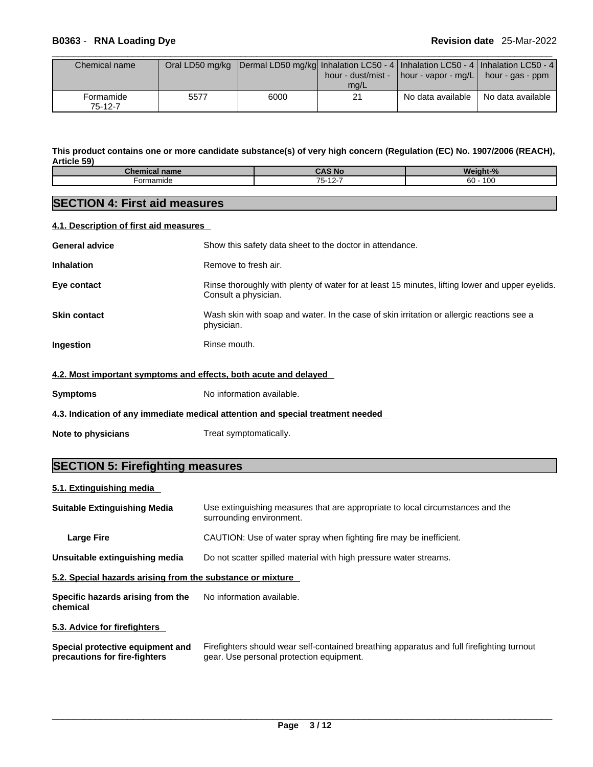| Chemical name | Oral LD50 mg/kg | Dermal LD50 mg/kg | Inhalation LC50 - 4 hour - dust/mist - mg/L | Inhalation LC50 - 4 hour - vapor - mg/L | Inhalation LC50 - 4 hour - gas - ppm |
|---|---|---|---|---|---|
| Formamide<br>75-12-7 | 5577 | 6000 | 21 | No data available | No data available |

**This product contains one or more candidate substance(s) of very high concern (Regulation (EC) No. 1907/2006 (REACH), Article 59)**

| Chemical name | CAS No | Weight-% |
|---|---|---|
| Formamide | 75-12-7 | 60 - 100 |

## SECTION 4: First aid measures

### 4.1. Description of first aid measures

**General advice** Show this safety data sheet to the doctor in attendance.

**Inhalation** Remove to fresh air.

**Eye contact** Rinse thoroughly with plenty of water for at least 15 minutes, lifting lower and upper eyelids. Consult a physician.

**Skin contact** Wash skin with soap and water. In the case of skin irritation or allergic reactions see a physician.

**Ingestion** Rinse mouth.

### 4.2. Most important symptoms and effects, both acute and delayed

**Symptoms** No information available.

### 4.3. Indication of any immediate medical attention and special treatment needed

**Note to physicians** Treat symptomatically.

## SECTION 5: Firefighting measures

### 5.1. Extinguishing media

**Suitable Extinguishing Media** Use extinguishing measures that are appropriate to local circumstances and the surrounding environment.

**Large Fire** CAUTION: Use of water spray when fighting fire may be inefficient.

**Unsuitable extinguishing media** Do not scatter spilled material with high pressure water streams.

### 5.2. Special hazards arising from the substance or mixture

**Specific hazards arising from the chemical** No information available.

### 5.3. Advice for firefighters

**Special protective equipment and precautions for fire-fighters** Firefighters should wear self-contained breathing apparatus and full firefighting turnout gear. Use personal protection equipment.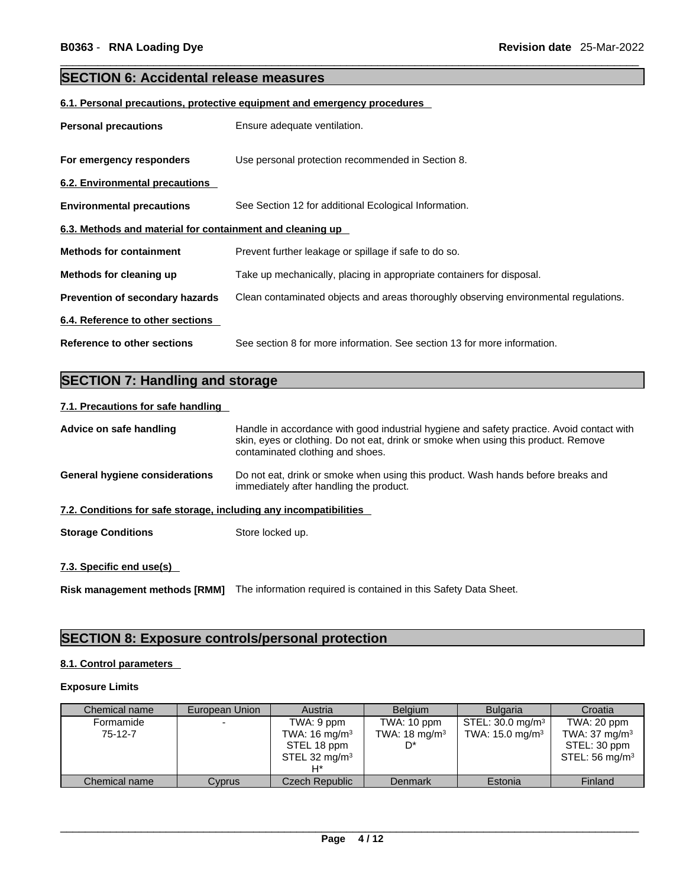## SECTION 6: Accidental release measures

### 6.1. Personal precautions, protective equipment and emergency procedures

**Personal precautions** Ensure adequate ventilation.

**For emergency responders** Use personal protection recommended in Section 8.

### 6.2. Environmental precautions

**Environmental precautions** See Section 12 for additional Ecological Information.

### 6.3. Methods and material for containment and cleaning up

**Methods for containment** Prevent further leakage or spillage if safe to do so.

**Methods for cleaning up** Take up mechanically, placing in appropriate containers for disposal.

**Prevention of secondary hazards** Clean contaminated objects and areas thoroughly observing environmental regulations.

### 6.4. Reference to other sections

**Reference to other sections** See section 8 for more information. See section 13 for more information.

## SECTION 7: Handling and storage

### 7.1. Precautions for safe handling

**Advice on safe handling** Handle in accordance with good industrial hygiene and safety practice. Avoid contact with skin, eyes or clothing. Do not eat, drink or smoke when using this product. Remove contaminated clothing and shoes.

**General hygiene considerations** Do not eat, drink or smoke when using this product. Wash hands before breaks and immediately after handling the product.

### 7.2. Conditions for safe storage, including any incompatibilities

**Storage Conditions** Store locked up.

### 7.3. Specific end use(s)

**Risk management methods [RMM]** The information required is contained in this Safety Data Sheet.

## SECTION 8: Exposure controls/personal protection

### 8.1. Control parameters

**Exposure Limits**

| Chemical name | European Union | Austria | Belgium | Bulgaria | Croatia |
|---|---|---|---|---|---|
| Formamide 75-12-7 | - | TWA: 9 ppm<br>TWA: 16 mg/m$^3$<br>STEL 18 ppm<br>STEL 32 mg/m$^3$<br>H* | TWA: 10 ppm<br>TWA: 18 mg/m$^3$<br>D* | STEL: 30.0 mg/m$^3$<br>TWA: 15.0 mg/m$^3$ | TWA: 20 ppm<br>TWA: 37 mg/m$^3$<br>STEL: 30 ppm<br>STEL: 56 mg/m$^3$ |
| Chemical name | Cyprus | Czech Republic | Denmark | Estonia | Finland |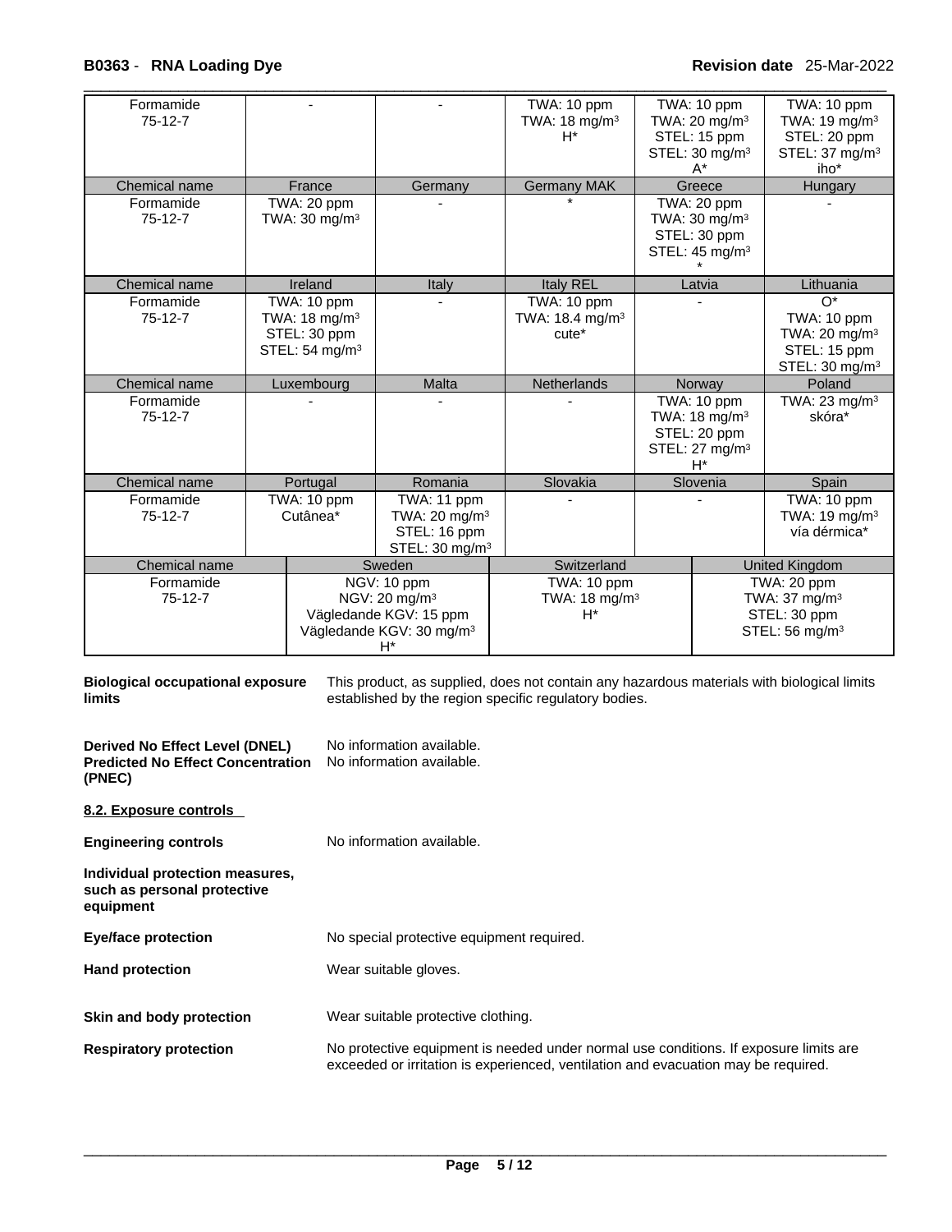| | | | | | |
|---|---|---|---|---|---|
| Formamide 75-12-7 | - | - | TWA: 10 ppm TWA: 18 mg/m³ H* | TWA: 10 ppm TWA: 20 mg/m³ STEL: 15 ppm STEL: 30 mg/m³ A* | TWA: 10 ppm TWA: 19 mg/m³ STEL: 20 ppm STEL: 37 mg/m³ iho* |
| **Chemical name** | **France** | **Germany** | **Germany MAK** | **Greece** | **Hungary** |
| Formamide 75-12-7 | TWA: 20 ppm TWA: 30 mg/m³ | - | * | TWA: 20 ppm TWA: 30 mg/m³ STEL: 30 ppm STEL: 45 mg/m³ * | - |
| **Chemical name** | **Ireland** | **Italy** | **Italy REL** | **Latvia** | **Lithuania** |
| Formamide 75-12-7 | TWA: 10 ppm TWA: 18 mg/m³ STEL: 30 ppm STEL: 54 mg/m³ | - | TWA: 10 ppm TWA: 18.4 mg/m³ cute* | - | O* TWA: 10 ppm TWA: 20 mg/m³ STEL: 15 ppm STEL: 30 mg/m³ |
| **Chemical name** | **Luxembourg** | **Malta** | **Netherlands** | **Norway** | **Poland** |
| Formamide 75-12-7 | - | - | - | TWA: 10 ppm TWA: 18 mg/m³ STEL: 20 ppm STEL: 27 mg/m³ H* | TWA: 23 mg/m³ skóra* |
| **Chemical name** | **Portugal** | **Romania** | **Slovakia** | **Slovenia** | **Spain** |
| Formamide 75-12-7 | TWA: 10 ppm Cutânea* | TWA: 11 ppm TWA: 20 mg/m³ STEL: 16 ppm STEL: 30 mg/m³ | - | - | TWA: 10 ppm TWA: 19 mg/m³ vía dérmica* |

| Chemical name | Sweden | Switzerland | United Kingdom |
|---|---|---|---|
| Formamide 75-12-7 | NGV: 10 ppm NGV: 20 mg/m³ Vägledande KGV: 15 ppm Vägledande KGV: 30 mg/m³ H* | TWA: 10 ppm TWA: 18 mg/m³ H* | TWA: 20 ppm TWA: 37 mg/m³ STEL: 30 ppm STEL: 56 mg/m³ |

**Biological occupational exposure limits** This product, as supplied, does not contain any hazardous materials with biological limits established by the region specific regulatory bodies.

**Derived No Effect Level (DNEL)** No information available.
**Predicted No Effect Concentration (PNEC)** No information available.

**8.2. Exposure controls**

**Engineering controls** No information available.

**Individual protection measures, such as personal protective equipment**

**Eye/face protection** No special protective equipment required.

**Hand protection** Wear suitable gloves.

**Skin and body protection** Wear suitable protective clothing.

**Respiratory protection** No protective equipment is needed under normal use conditions. If exposure limits are exceeded or irritation is experienced, ventilation and evacuation may be required.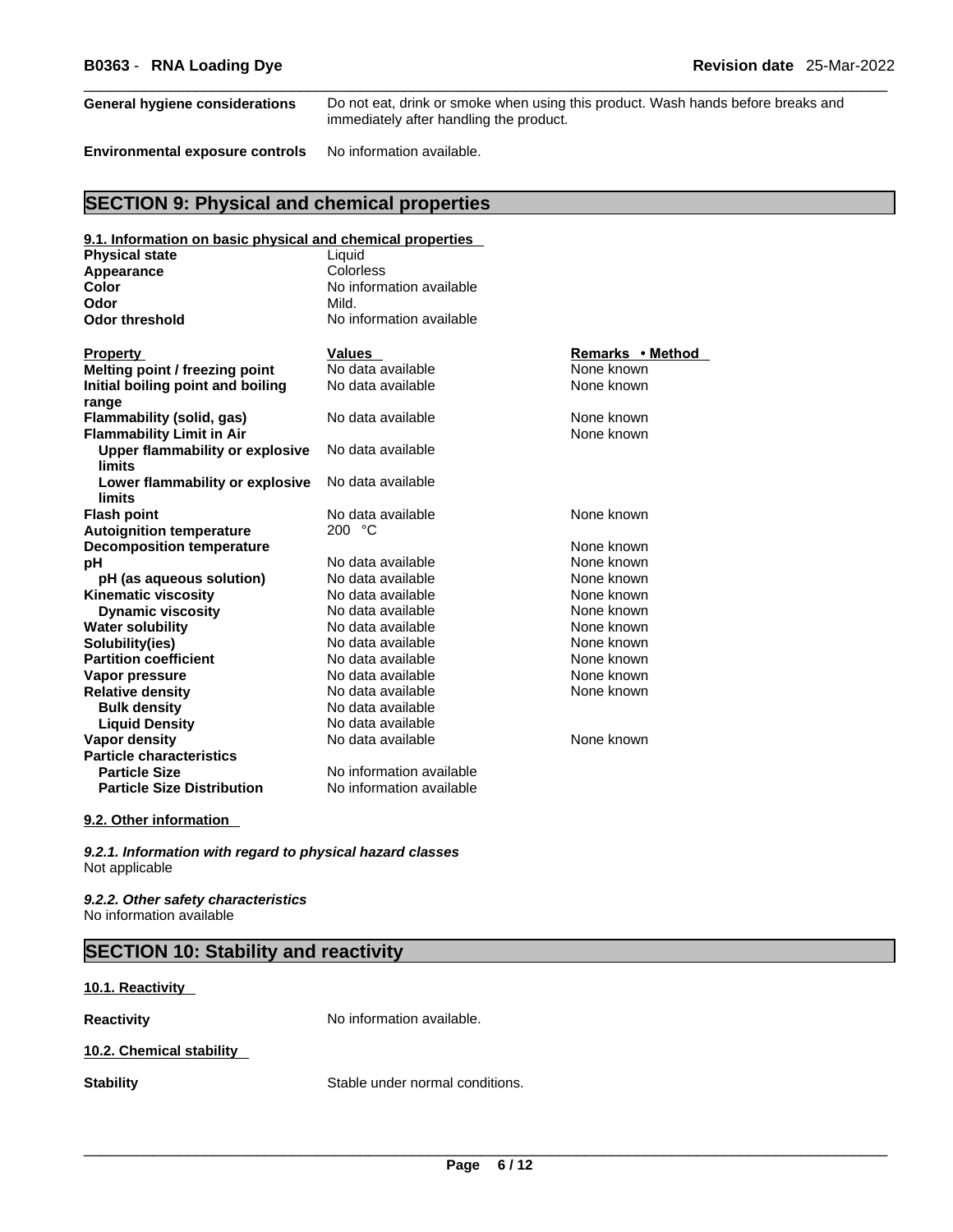| | |
|---|---|
| **General hygiene considerations** | Do not eat, drink or smoke when using this product. Wash hands before breaks and immediately after handling the product. |
| **Environmental exposure controls** | No information available. |

## SECTION 9: Physical and chemical properties

**9.1. Information on basic physical and chemical properties**

| | |
|---|---|
| **Physical state** | Liquid |
| **Appearance** | Colorless |
| **Color** | No information available |
| **Odor** | Mild. |
| **Odor threshold** | No information available |

| Property | Values | Remarks • Method |
|---|---|---|
| **Melting point / freezing point** | No data available | None known |
| **Initial boiling point and boiling range** | No data available | None known |
| **Flammability (solid, gas)** | No data available | None known |
| **Flammability Limit in Air** | | None known |
| **Upper flammability or explosive limits** | No data available | |
| **Lower flammability or explosive limits** | No data available | |
| **Flash point** | No data available | None known |
| **Autoignition temperature** | 200 °C | |
| **Decomposition temperature** | | None known |
| **pH** | No data available | None known |
| **pH (as aqueous solution)** | No data available | None known |
| **Kinematic viscosity** | No data available | None known |
| **Dynamic viscosity** | No data available | None known |
| **Water solubility** | No data available | None known |
| **Solubility(ies)** | No data available | None known |
| **Partition coefficient** | No data available | None known |
| **Vapor pressure** | No data available | None known |
| **Relative density** | No data available | None known |
| **Bulk density** | No data available | |
| **Liquid Density** | No data available | |
| **Vapor density** | No data available | None known |
| **Particle characteristics** | | |
| **Particle Size** | No information available | |
| **Particle Size Distribution** | No information available | |

**9.2. Other information**

***9.2.1. Information with regard to physical hazard classes***
Not applicable

***9.2.2. Other safety characteristics***
No information available

## SECTION 10: Stability and reactivity

**10.1. Reactivity**

**Reactivity** No information available.

**10.2. Chemical stability**

**Stability** Stable under normal conditions.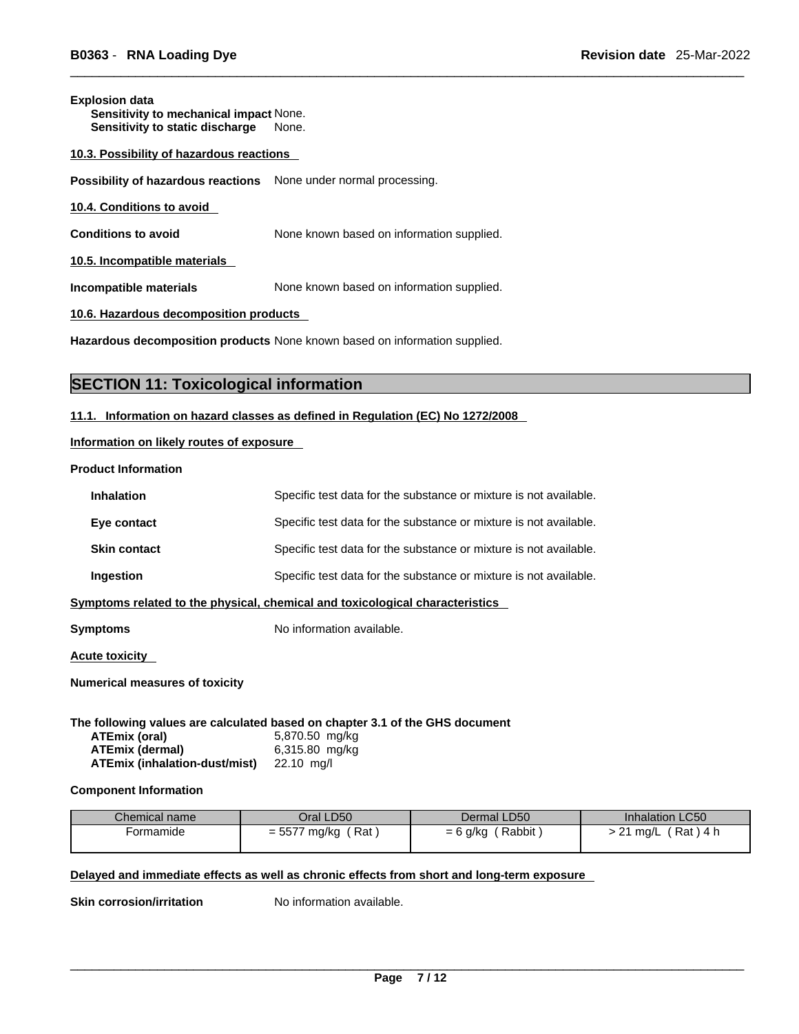**Explosion data**

**Sensitivity to mechanical impact** None.
**Sensitivity to static discharge** None.

**10.3. Possibility of hazardous reactions**

**Possibility of hazardous reactions** None under normal processing.

**10.4. Conditions to avoid**

**Conditions to avoid** None known based on information supplied.

**10.5. Incompatible materials**

**Incompatible materials** None known based on information supplied.

**10.6. Hazardous decomposition products**

**Hazardous decomposition products** None known based on information supplied.

## SECTION 11: Toxicological information

**11.1. Information on hazard classes as defined in Regulation (EC) No 1272/2008**

**Information on likely routes of exposure**

**Product Information**

**Inhalation** Specific test data for the substance or mixture is not available.

**Eye contact** Specific test data for the substance or mixture is not available.

**Skin contact** Specific test data for the substance or mixture is not available.

**Ingestion** Specific test data for the substance or mixture is not available.

**Symptoms related to the physical, chemical and toxicological characteristics**

**Symptoms** No information available.

**Acute toxicity**

**Numerical measures of toxicity**

**The following values are calculated based on chapter 3.1 of the GHS document**

**ATEmix (oral)** 5,870.50 mg/kg
**ATEmix (dermal)** 6,315.80 mg/kg
**ATEmix (inhalation-dust/mist)** 22.10 mg/l

**Component Information**

| Chemical name | Oral LD50 | Dermal LD50 | Inhalation LC50 |
|---|---|---|---|
| Formamide | = 5577 mg/kg ( Rat ) | = 6 g/kg ( Rabbit ) | > 21 mg/L ( Rat ) 4 h |

**Delayed and immediate effects as well as chronic effects from short and long-term exposure**

**Skin corrosion/irritation** No information available.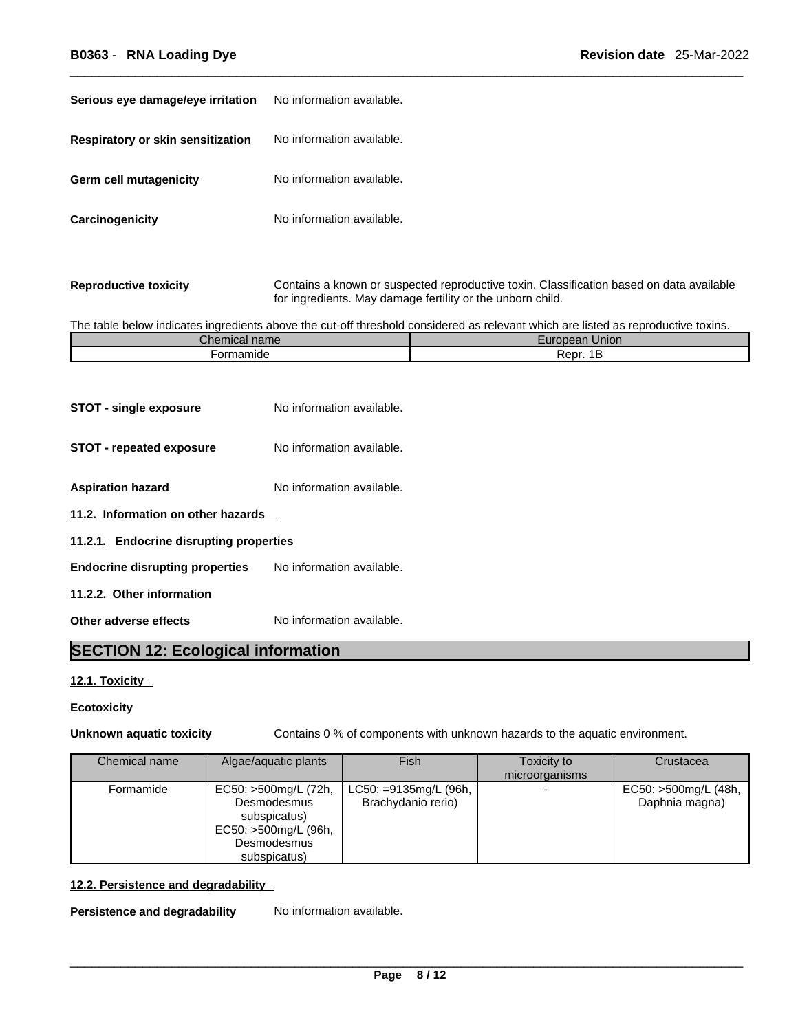**Serious eye damage/eye irritation** No information available.

**Respiratory or skin sensitization** No information available.

**Germ cell mutagenicity** No information available.

**Carcinogenicity** No information available.

**Reproductive toxicity** Contains a known or suspected reproductive toxin. Classification based on data available for ingredients. May damage fertility or the unborn child.

The table below indicates ingredients above the cut-off threshold considered as relevant which are listed as reproductive toxins.

| Chemical name | European Union |
|---|---|
| Formamide | Repr. 1B |

**STOT - single exposure** No information available.

**STOT - repeated exposure** No information available.

**Aspiration hazard** No information available.

**11.2. Information on other hazards**

**11.2.1. Endocrine disrupting properties**

**Endocrine disrupting properties** No information available.

**11.2.2. Other information**

**Other adverse effects** No information available.

## SECTION 12: Ecological information

**12.1. Toxicity**

**Ecotoxicity**

**Unknown aquatic toxicity** Contains 0 % of components with unknown hazards to the aquatic environment.

| Chemical name | Algae/aquatic plants | Fish | Toxicity to microorganisms | Crustacea |
|---|---|---|---|---|
| Formamide | EC50: >500mg/L (72h, Desmodesmus subspicatus) EC50: >500mg/L (96h, Desmodesmus subspicatus) | LC50: =9135mg/L (96h, Brachydanio rerio) | - | EC50: >500mg/L (48h, Daphnia magna) |

**12.2. Persistence and degradability**

**Persistence and degradability** No information available.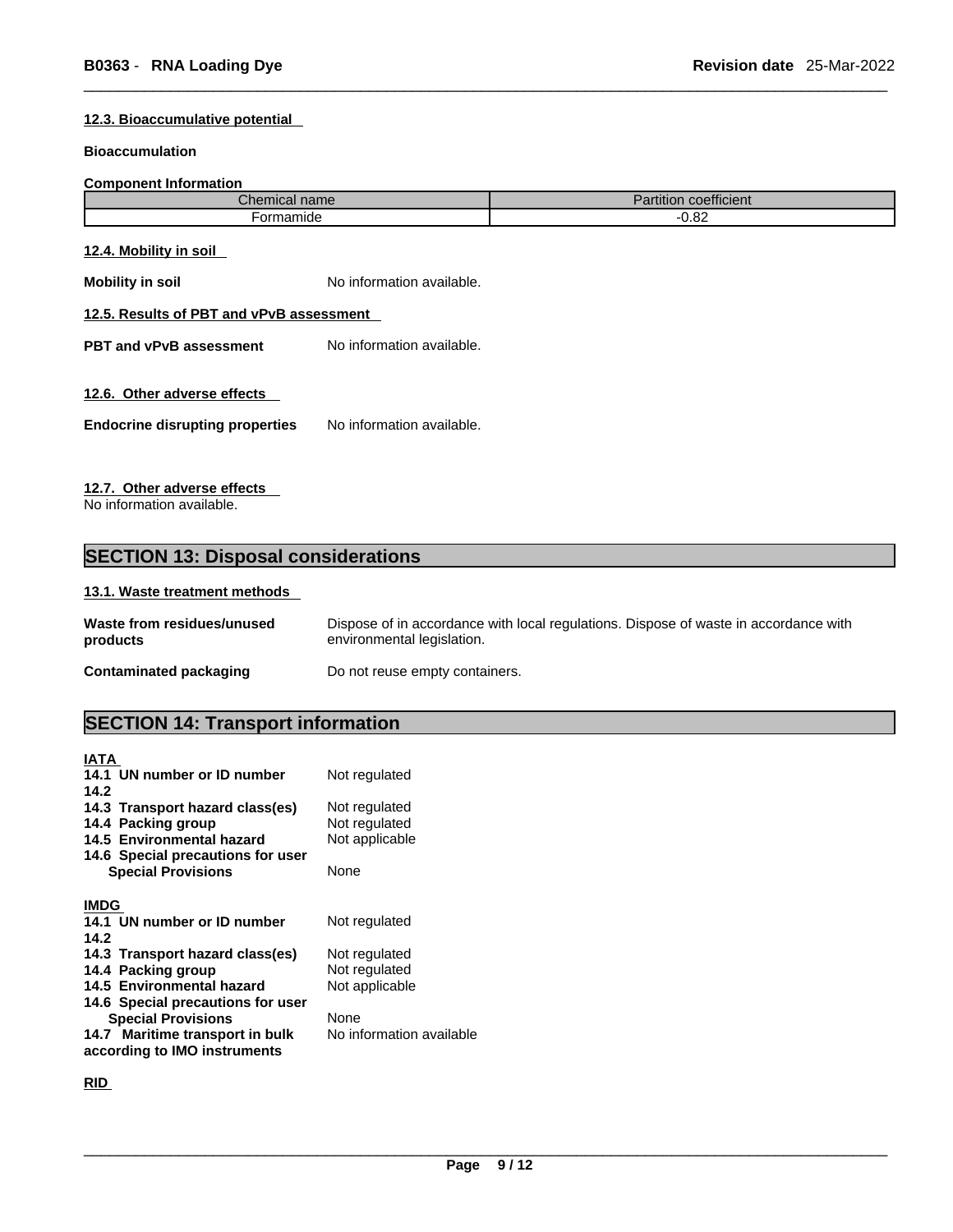### 12.3. Bioaccumulative potential

**Bioaccumulation**

**Component Information**

| Chemical name | Partition coefficient |
|---|---|
| Formamide | -0.82 |

### 12.4. Mobility in soil

**Mobility in soil** No information available.

### 12.5. Results of PBT and vPvB assessment

**PBT and vPvB assessment** No information available.

### 12.6. Other adverse effects

**Endocrine disrupting properties** No information available.

### 12.7. Other adverse effects

No information available.

## SECTION 13: Disposal considerations

### 13.1. Waste treatment methods

**Waste from residues/unused products** Dispose of in accordance with local regulations. Dispose of waste in accordance with environmental legislation.

**Contaminated packaging** Do not reuse empty containers.

## SECTION 14: Transport information

**IATA**

**14.1 UN number or ID number** Not regulated
**14.2**
**14.3 Transport hazard class(es)** Not regulated
**14.4 Packing group** Not regulated
**14.5 Environmental hazard** Not applicable
**14.6 Special precautions for user**
**Special Provisions** None

**IMDG**

**14.1 UN number or ID number** Not regulated
**14.2**
**14.3 Transport hazard class(es)** Not regulated
**14.4 Packing group** Not regulated
**14.5 Environmental hazard** Not applicable
**14.6 Special precautions for user**
**Special Provisions** None
**14.7 Maritime transport in bulk according to IMO instruments** No information available

**RID**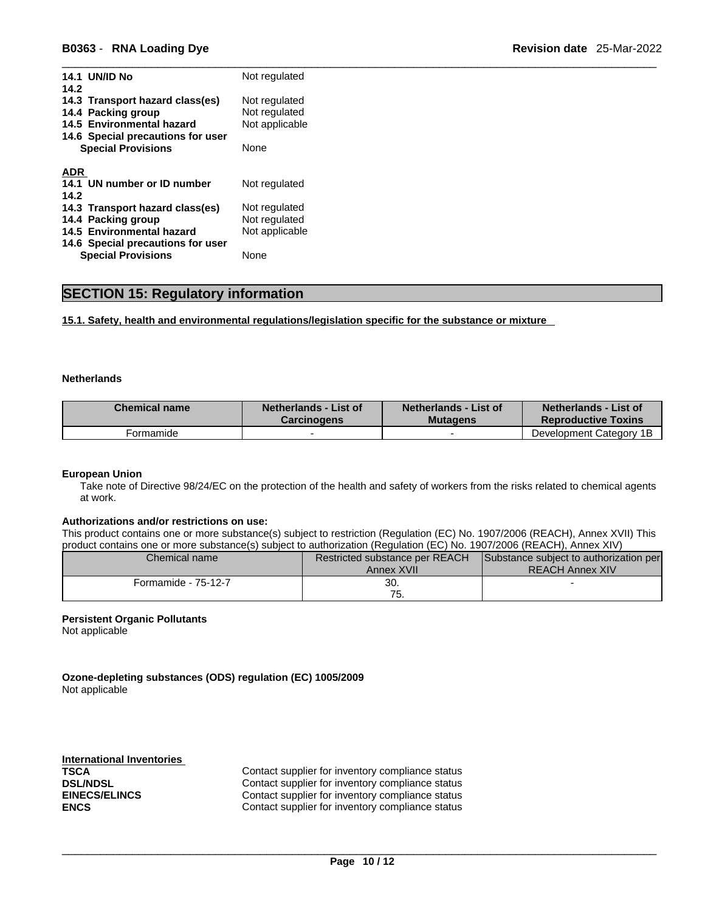| | |
|---|---|
| **14.1 UN/ID No** | Not regulated |
| **14.2** | |
| **14.3 Transport hazard class(es)** | Not regulated |
| **14.4 Packing group** | Not regulated |
| **14.5 Environmental hazard** | Not applicable |
| **14.6 Special precautions for user** | |
| **Special Provisions** | None |

**ADR**

| | |
|---|---|
| **14.1 UN number or ID number** | Not regulated |
| **14.2** | |
| **14.3 Transport hazard class(es)** | Not regulated |
| **14.4 Packing group** | Not regulated |
| **14.5 Environmental hazard** | Not applicable |
| **14.6 Special precautions for user** | |
| **Special Provisions** | None |

## SECTION 15: Regulatory information

**15.1. Safety, health and environmental regulations/legislation specific for the substance or mixture**

**Netherlands**

| Chemical name | Netherlands - List of Carcinogens | Netherlands - List of Mutagens | Netherlands - List of Reproductive Toxins |
|---|---|---|---|
| Formamide | - | - | Development Category 1B |

**European Union**

Take note of Directive 98/24/EC on the protection of the health and safety of workers from the risks related to chemical agents at work.

**Authorizations and/or restrictions on use:**

This product contains one or more substance(s) subject to restriction (Regulation (EC) No. 1907/2006 (REACH), Annex XVII) This product contains one or more substance(s) subject to authorization (Regulation (EC) No. 1907/2006 (REACH), Annex XIV)

| Chemical name | Restricted substance per REACH Annex XVII | Substance subject to authorization per REACH Annex XIV |
|---|---|---|
| Formamide - 75-12-7 | 30.<br>75. | - |

**Persistent Organic Pollutants**

Not applicable

**Ozone-depleting substances (ODS) regulation (EC) 1005/2009**

Not applicable

**International Inventories**

| | |
|---|---|
| **TSCA** | Contact supplier for inventory compliance status |
| **DSL/NDSL** | Contact supplier for inventory compliance status |
| **EINECS/ELINCS** | Contact supplier for inventory compliance status |
| **ENCS** | Contact supplier for inventory compliance status |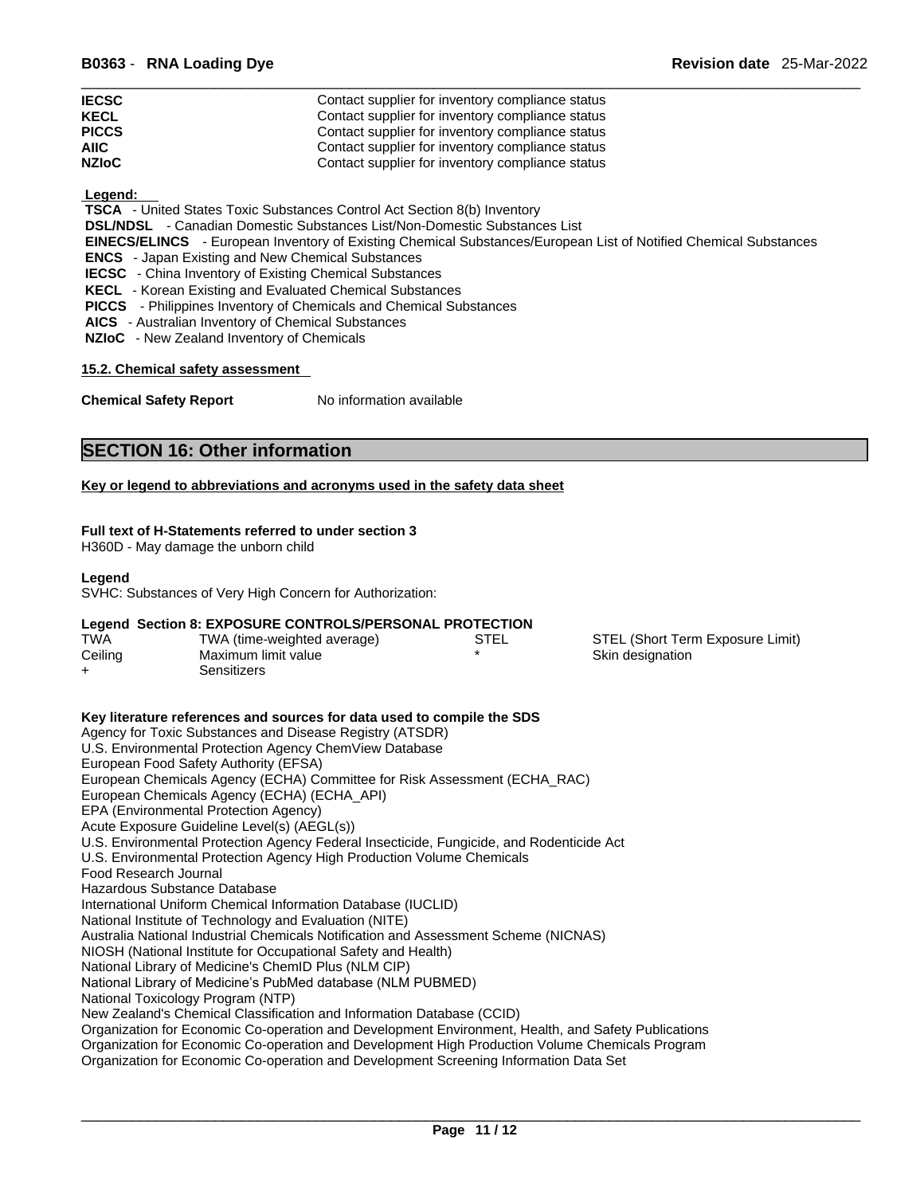| | |
|---|---|
| **IECSC** | Contact supplier for inventory compliance status |
| **KECL** | Contact supplier for inventory compliance status |
| **PICCS** | Contact supplier for inventory compliance status |
| **AIIC** | Contact supplier for inventory compliance status |
| **NZIoC** | Contact supplier for inventory compliance status |

**Legend:**

**TSCA** - United States Toxic Substances Control Act Section 8(b) Inventory
**DSL/NDSL** - Canadian Domestic Substances List/Non-Domestic Substances List
**EINECS/ELINCS** - European Inventory of Existing Chemical Substances/European List of Notified Chemical Substances
**ENCS** - Japan Existing and New Chemical Substances
**IECSC** - China Inventory of Existing Chemical Substances
**KECL** - Korean Existing and Evaluated Chemical Substances
**PICCS** - Philippines Inventory of Chemicals and Chemical Substances
**AICS** - Australian Inventory of Chemical Substances
**NZIoC** - New Zealand Inventory of Chemicals

**15.2. Chemical safety assessment**

**Chemical Safety Report** No information available

## SECTION 16: Other information

**Key or legend to abbreviations and acronyms used in the safety data sheet**

**Full text of H-Statements referred to under section 3**
H360D - May damage the unborn child

**Legend**
SVHC: Substances of Very High Concern for Authorization:

**Legend Section 8: EXPOSURE CONTROLS/PERSONAL PROTECTION**

| | | | |
|---|---|---|---|
| TWA | TWA (time-weighted average) | STEL | STEL (Short Term Exposure Limit) |
| Ceiling | Maximum limit value | * | Skin designation |
| + | Sensitizers | | |

**Key literature references and sources for data used to compile the SDS**
Agency for Toxic Substances and Disease Registry (ATSDR)
U.S. Environmental Protection Agency ChemView Database
European Food Safety Authority (EFSA)
European Chemicals Agency (ECHA) Committee for Risk Assessment (ECHA_RAC)
European Chemicals Agency (ECHA) (ECHA_API)
EPA (Environmental Protection Agency)
Acute Exposure Guideline Level(s) (AEGL(s))
U.S. Environmental Protection Agency Federal Insecticide, Fungicide, and Rodenticide Act
U.S. Environmental Protection Agency High Production Volume Chemicals
Food Research Journal
Hazardous Substance Database
International Uniform Chemical Information Database (IUCLID)
National Institute of Technology and Evaluation (NITE)
Australia National Industrial Chemicals Notification and Assessment Scheme (NICNAS)
NIOSH (National Institute for Occupational Safety and Health)
National Library of Medicine's ChemID Plus (NLM CIP)
National Library of Medicine's PubMed database (NLM PUBMED)
National Toxicology Program (NTP)
New Zealand's Chemical Classification and Information Database (CCID)
Organization for Economic Co-operation and Development Environment, Health, and Safety Publications
Organization for Economic Co-operation and Development High Production Volume Chemicals Program
Organization for Economic Co-operation and Development Screening Information Data Set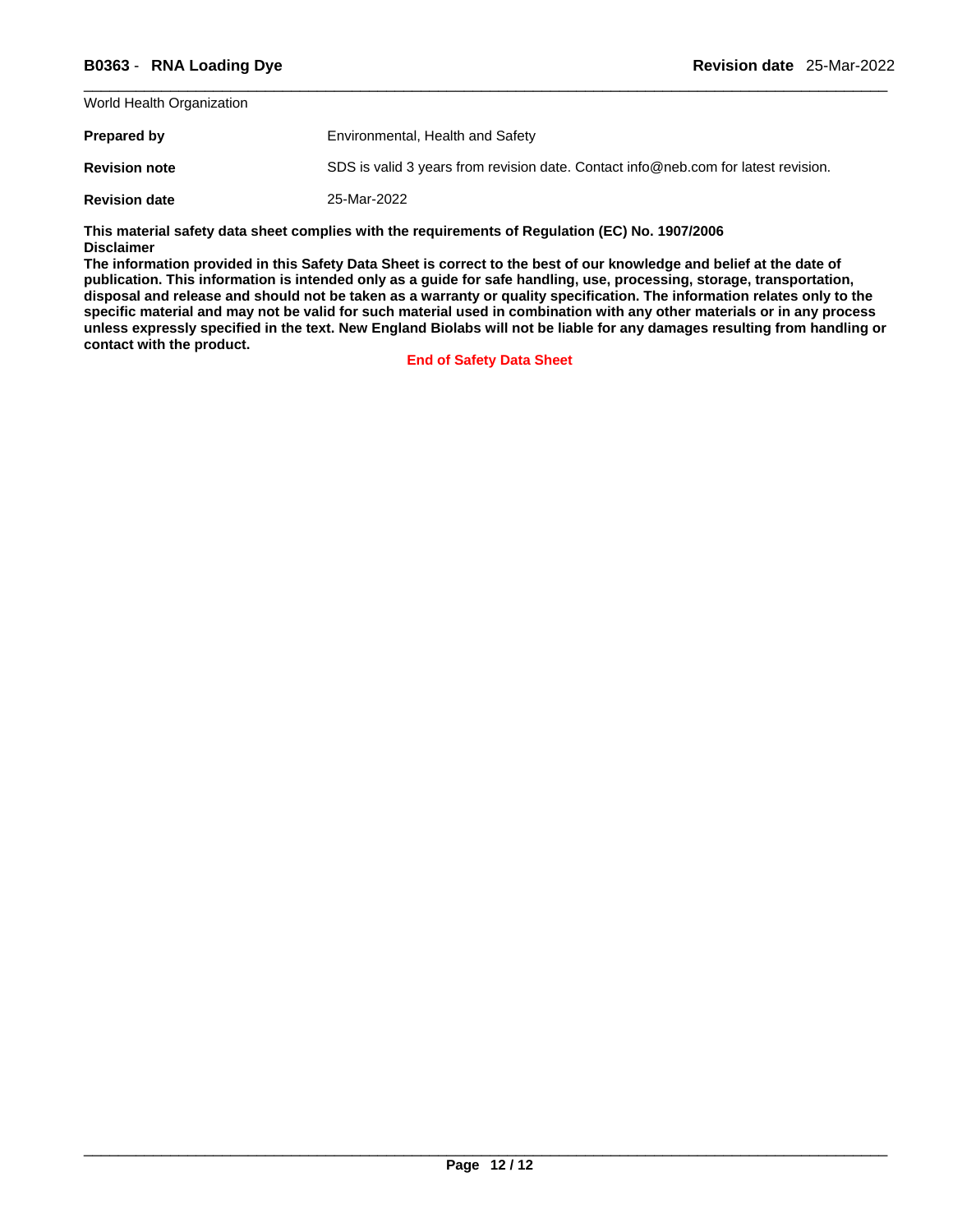World Health Organization

| | |
|---|---|
| **Prepared by** | Environmental, Health and Safety |
| **Revision note** | SDS is valid 3 years from revision date. Contact info@neb.com for latest revision. |
| **Revision date** | 25-Mar-2022 |

**This material safety data sheet complies with the requirements of Regulation (EC) No. 1907/2006**

**Disclaimer**

**The information provided in this Safety Data Sheet is correct to the best of our knowledge and belief at the date of publication. This information is intended only as a guide for safe handling, use, processing, storage, transportation, disposal and release and should not be taken as a warranty or quality specification. The information relates only to the specific material and may not be valid for such material used in combination with any other materials or in any process unless expressly specified in the text. New England Biolabs will not be liable for any damages resulting from handling or contact with the product.**

**End of Safety Data Sheet**